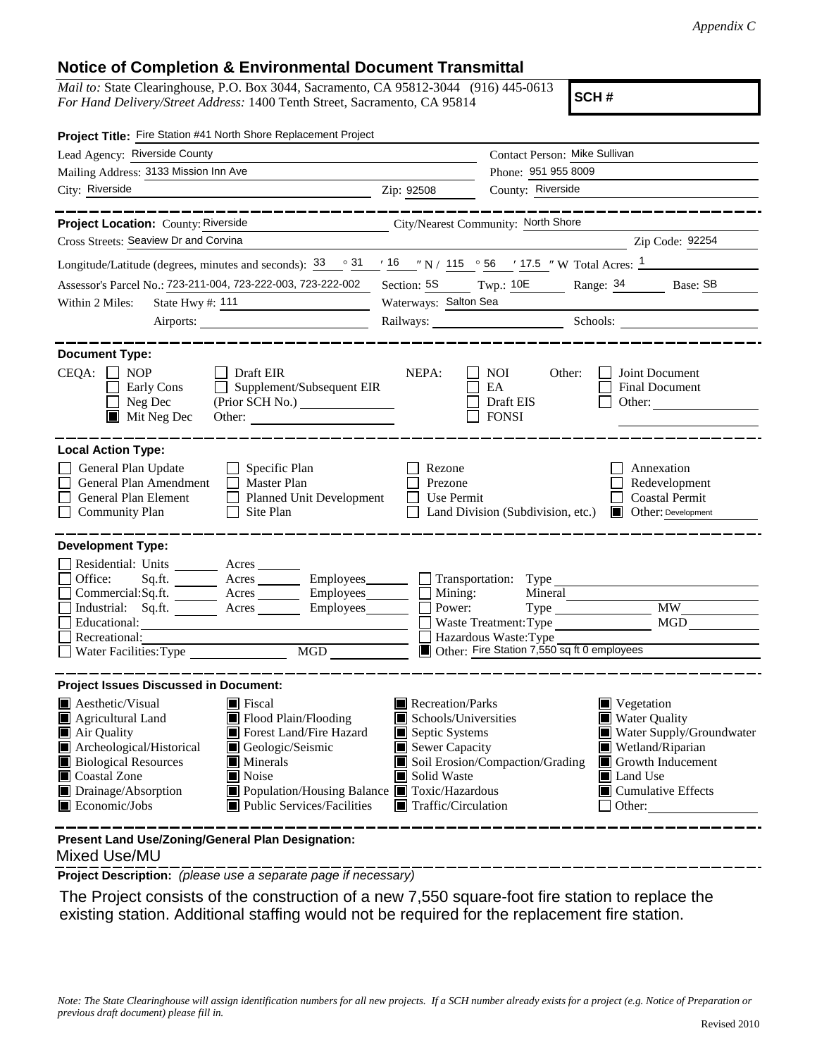*Appendix C*

# Notice of Completion & Environmental Document Transmittal

*Mail to:* State Clearinghouse, P.O. Box 3044, Sacramento, CA 95812-3044 (916) 445-0613
*For Hand Delivery/Street Address:* 1400 Tenth Street, Sacramento, CA 95814

**SCH #**

**Project Title:** Fire Station #41 North Shore Replacement Project

Lead Agency: Riverside County
Contact Person: Mike Sullivan
Mailing Address: 3133 Mission Inn Ave
Phone: 951 955 8009
City: Riverside
Zip: 92508
County: Riverside

---

**Project Location:** County: Riverside
City/Nearest Community: North Shore
Cross Streets: Seaview Dr and Corvina
Zip Code: 92254

Longitude/Latitude (degrees, minutes and seconds): 33 ° 31 ′ 16 ″ N / 115 ° 56 ′ 17.5 ″ W Total Acres: 1

Assessor's Parcel No.: 723-211-004, 723-222-003, 723-222-002
Section: 5S Twp.: 10E Range: 34 Base: SB

Within 2 Miles: State Hwy #: 111
Waterways: Salton Sea
Airports:
Railways:
Schools:

---

**Document Type:**

CEQA:
- ☐ NOP
- ☐ Early Cons
- ☐ Neg Dec
- ☒ Mit Neg Dec
- ☐ Draft EIR
- ☐ Supplement/Subsequent EIR (Prior SCH No.)
- Other:

NEPA:
- ☐ NOI
- ☐ EA
- ☐ Draft EIS
- ☐ FONSI

Other:
- ☐ Joint Document
- ☐ Final Document
- ☐ Other:

---

**Local Action Type:**

- ☐ General Plan Update
- ☐ General Plan Amendment
- ☐ General Plan Element
- ☐ Community Plan
- ☐ Specific Plan
- ☐ Master Plan
- ☐ Planned Unit Development
- ☐ Site Plan
- ☐ Rezone
- ☐ Prezone
- ☐ Use Permit
- ☐ Land Division (Subdivision, etc.)
- ☐ Annexation
- ☐ Redevelopment
- ☐ Coastal Permit
- ☒ Other: Development

---

**Development Type:**

- ☐ Residential: Units Acres
- ☐ Office: Sq.ft. Acres Employees
- ☐ Commercial: Sq.ft. Acres Employees
- ☐ Industrial: Sq.ft. Acres Employees
- ☐ Educational:
- ☐ Recreational:
- ☐ Water Facilities: Type MGD
- ☐ Transportation: Type
- ☐ Mining: Mineral
- ☐ Power: Type MW
- ☐ Waste Treatment: Type MGD
- ☐ Hazardous Waste: Type
- ☒ Other: Fire Station 7,550 sq ft 0 employees

---

**Project Issues Discussed in Document:**

- ☒ Aesthetic/Visual
- ☒ Agricultural Land
- ☒ Air Quality
- ☒ Archeological/Historical
- ☒ Biological Resources
- ☒ Coastal Zone
- ☒ Drainage/Absorption
- ☒ Economic/Jobs
- ☒ Fiscal
- ☒ Flood Plain/Flooding
- ☒ Forest Land/Fire Hazard
- ☒ Geologic/Seismic
- ☒ Minerals
- ☒ Noise
- ☒ Population/Housing Balance
- ☒ Public Services/Facilities
- ☒ Recreation/Parks
- ☒ Schools/Universities
- ☒ Septic Systems
- ☒ Sewer Capacity
- ☒ Soil Erosion/Compaction/Grading
- ☒ Solid Waste
- ☒ Toxic/Hazardous
- ☒ Traffic/Circulation
- ☒ Vegetation
- ☒ Water Quality
- ☒ Water Supply/Groundwater
- ☒ Wetland/Riparian
- ☒ Growth Inducement
- ☒ Land Use
- ☒ Cumulative Effects
- ☐ Other:

---

**Present Land Use/Zoning/General Plan Designation:**

Mixed Use/MU

**Project Description:** *(please use a separate page if necessary)*

The Project consists of the construction of a new 7,550 square-foot fire station to replace the existing station. Additional staffing would not be required for the replacement fire station.

*Note: The State Clearinghouse will assign identification numbers for all new projects. If a SCH number already exists for a project (e.g. Notice of Preparation or previous draft document) please fill in.*

Revised 2010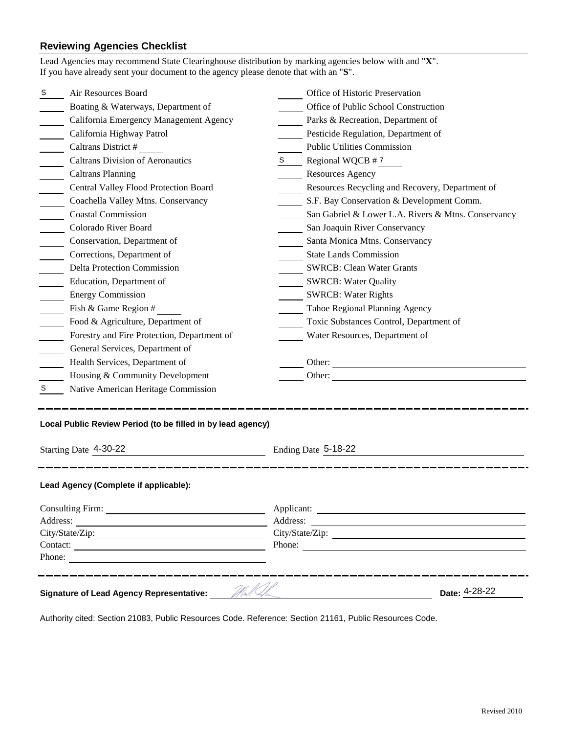## Reviewing Agencies Checklist

Lead Agencies may recommend State Clearinghouse distribution by marking agencies below with and "**X**".
If you have already sent your document to the agency please denote that with an "**S**".

S Air Resources Board
___ Boating & Waterways, Department of
___ California Emergency Management Agency
___ California Highway Patrol
___ Caltrans District # ___
___ Caltrans Division of Aeronautics
___ Caltrans Planning
___ Central Valley Flood Protection Board
___ Coachella Valley Mtns. Conservancy
___ Coastal Commission
___ Colorado River Board
___ Conservation, Department of
___ Corrections, Department of
___ Delta Protection Commission
___ Education, Department of
___ Energy Commission
___ Fish & Game Region # ___
___ Food & Agriculture, Department of
___ Forestry and Fire Protection, Department of
___ General Services, Department of
___ Health Services, Department of
___ Housing & Community Development
S Native American Heritage Commission

___ Office of Historic Preservation
___ Office of Public School Construction
___ Parks & Recreation, Department of
___ Pesticide Regulation, Department of
___ Public Utilities Commission
S Regional WQCB # 7
___ Resources Agency
___ Resources Recycling and Recovery, Department of
___ S.F. Bay Conservation & Development Comm.
___ San Gabriel & Lower L.A. Rivers & Mtns. Conservancy
___ San Joaquin River Conservancy
___ Santa Monica Mtns. Conservancy
___ State Lands Commission
___ SWRCB: Clean Water Grants
___ SWRCB: Water Quality
___ SWRCB: Water Rights
___ Tahoe Regional Planning Agency
___ Toxic Substances Control, Department of
___ Water Resources, Department of

___ Other: ___
___ Other: ___

---

**Local Public Review Period (to be filled in by lead agency)**

Starting Date 4-30-22 Ending Date 5-18-22

---

**Lead Agency (Complete if applicable):**

Consulting Firm:
Address:
City/State/Zip:
Contact:
Phone:

Applicant:
Address:
City/State/Zip:
Phone:

---

**Signature of Lead Agency Representative:** ___ **Date:** 4-28-22

Authority cited: Section 21083, Public Resources Code. Reference: Section 21161, Public Resources Code.

Revised 2010